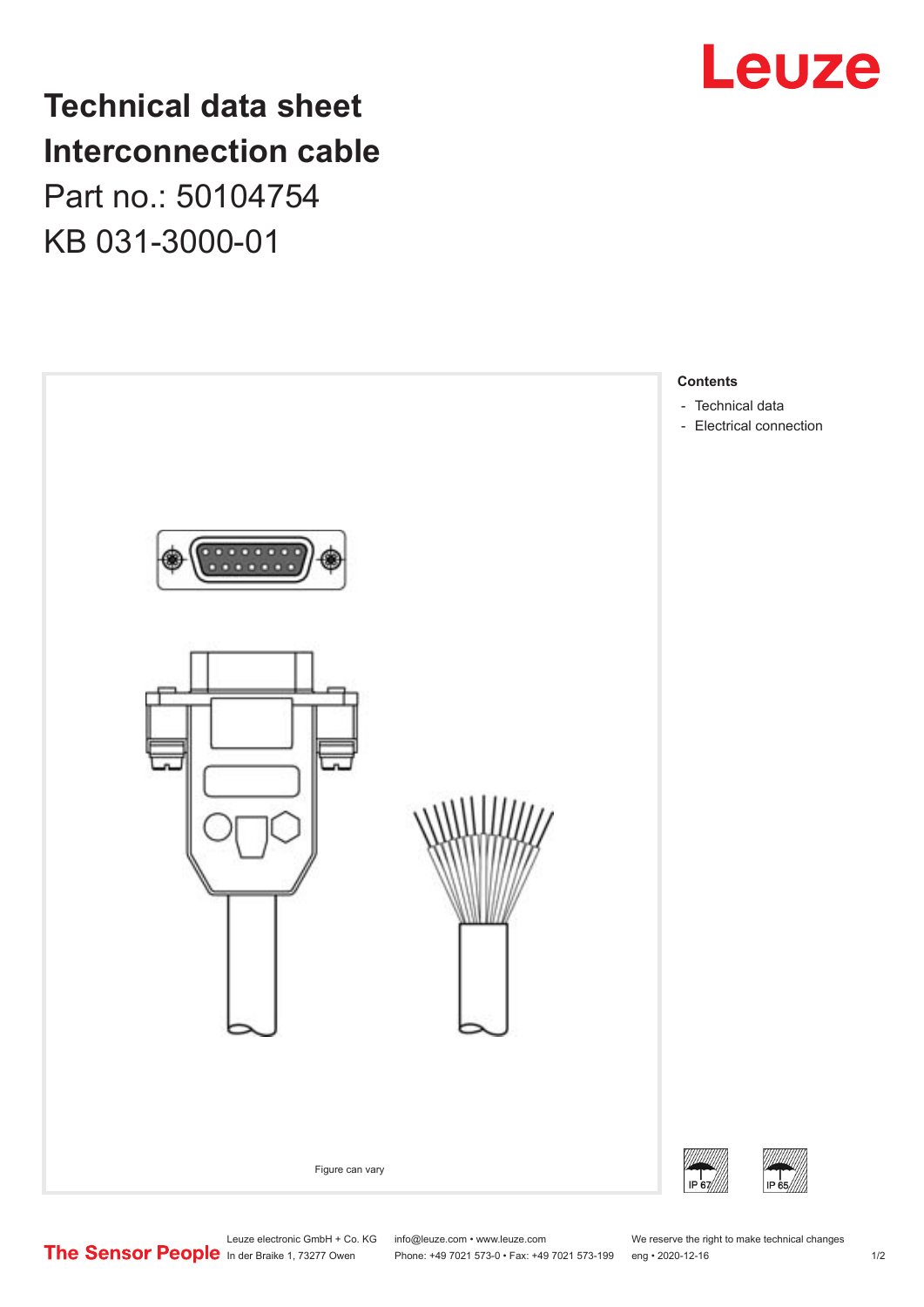# Technical data sheet
# Interconnection cable

Part no.: 50104754

KB 031-3000-01

Figure can vary

**Contents**

- Technical data
- Electrical connection

IP 67

IP 65

Leuze electronic GmbH + Co. KG
In der Braike 1, 73277 Owen

info@leuze.com • www.leuze.com
Phone: +49 7021 573-0 • Fax: +49 7021 573-199

We reserve the right to make technical changes
eng • 2020-12-16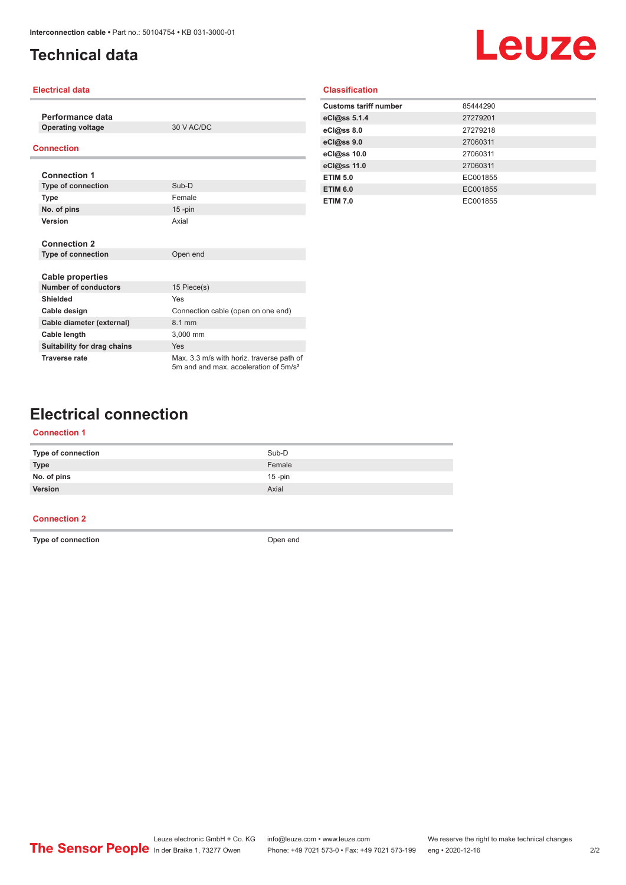# Technical data

## Electrical data

| | |
|---|---|
| **Performance data** | |
| **Operating voltage** | 30 V AC/DC |

## Connection

| | |
|---|---|
| **Connection 1** | |
| **Type of connection** | Sub-D |
| **Type** | Female |
| **No. of pins** | 15 -pin |
| **Version** | Axial |
| **Connection 2** | |
| **Type of connection** | Open end |
| **Cable properties** | |
| **Number of conductors** | 15 Piece(s) |
| **Shielded** | Yes |
| **Cable design** | Connection cable (open on one end) |
| **Cable diameter (external)** | 8.1 mm |
| **Cable length** | 3,000 mm |
| **Suitability for drag chains** | Yes |
| **Traverse rate** | Max. 3.3 m/s with horiz. traverse path of 5m and and max. acceleration of 5m/s² |

## Classification

| | |
|---|---|
| **Customs tariff number** | 85444290 |
| **eCl@ss 5.1.4** | 27279201 |
| **eCl@ss 8.0** | 27279218 |
| **eCl@ss 9.0** | 27060311 |
| **eCl@ss 10.0** | 27060311 |
| **eCl@ss 11.0** | 27060311 |
| **ETIM 5.0** | EC001855 |
| **ETIM 6.0** | EC001855 |
| **ETIM 7.0** | EC001855 |

# Electrical connection

## Connection 1

| | |
|---|---|
| **Type of connection** | Sub-D |
| **Type** | Female |
| **No. of pins** | 15 -pin |
| **Version** | Axial |

## Connection 2

| | |
|---|---|
| **Type of connection** | Open end |